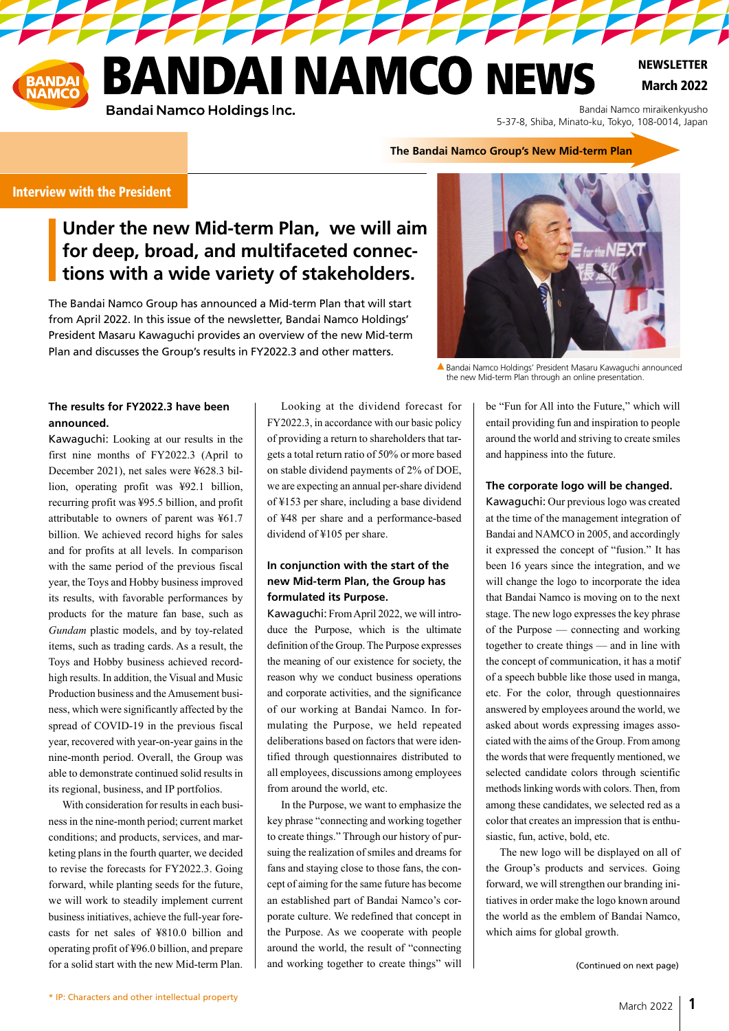# BANDAI NAMCO NEWS

Bandai Namco Holdings Inc.

NEWSLETTER
March 2022

Bandai Namco miraikenkyusho
5-37-8, Shiba, Minato-ku, Tokyo, 108-0014, Japan

**The Bandai Namco Group's New Mid-term Plan**

**Interview with the President**

## Under the new Mid-term Plan, we will aim for deep, broad, and multifaceted connections with a wide variety of stakeholders.

The Bandai Namco Group has announced a Mid-term Plan that will start from April 2022. In this issue of the newsletter, Bandai Namco Holdings' President Masaru Kawaguchi provides an overview of the new Mid-term Plan and discusses the Group's results in FY2022.3 and other matters.

▲ Bandai Namco Holdings' President Masaru Kawaguchi announced the new Mid-term Plan through an online presentation.

### The results for FY2022.3 have been announced.

Kawaguchi: Looking at our results in the first nine months of FY2022.3 (April to December 2021), net sales were ¥628.3 billion, operating profit was ¥92.1 billion, recurring profit was ¥95.5 billion, and profit attributable to owners of parent was ¥61.7 billion. We achieved record highs for sales and for profits at all levels. In comparison with the same period of the previous fiscal year, the Toys and Hobby business improved its results, with favorable performances by products for the mature fan base, such as *Gundam* plastic models, and by toy-related items, such as trading cards. As a result, the Toys and Hobby business achieved record-high results. In addition, the Visual and Music Production business and the Amusement business, which were significantly affected by the spread of COVID-19 in the previous fiscal year, recovered with year-on-year gains in the nine-month period. Overall, the Group was able to demonstrate continued solid results in its regional, business, and IP portfolios.

With consideration for results in each business in the nine-month period; current market conditions; and products, services, and marketing plans in the fourth quarter, we decided to revise the forecasts for FY2022.3. Going forward, while planting seeds for the future, we will work to steadily implement current business initiatives, achieve the full-year forecasts for net sales of ¥810.0 billion and operating profit of ¥96.0 billion, and prepare for a solid start with the new Mid-term Plan.

Looking at the dividend forecast for FY2022.3, in accordance with our basic policy of providing a return to shareholders that targets a total return ratio of 50% or more based on stable dividend payments of 2% of DOE, we are expecting an annual per-share dividend of ¥153 per share, including a base dividend of ¥48 per share and a performance-based dividend of ¥105 per share.

### In conjunction with the start of the new Mid-term Plan, the Group has formulated its Purpose.

Kawaguchi: From April 2022, we will introduce the Purpose, which is the ultimate definition of the Group. The Purpose expresses the meaning of our existence for society, the reason why we conduct business operations and corporate activities, and the significance of our working at Bandai Namco. In formulating the Purpose, we held repeated deliberations based on factors that were identified through questionnaires distributed to all employees, discussions among employees from around the world, etc.

In the Purpose, we want to emphasize the key phrase "connecting and working together to create things." Through our history of pursuing the realization of smiles and dreams for fans and staying close to those fans, the concept of aiming for the same future has become an established part of Bandai Namco's corporate culture. We redefined that concept in the Purpose. As we cooperate with people around the world, the result of "connecting and working together to create things" will be "Fun for All into the Future," which will entail providing fun and inspiration to people around the world and striving to create smiles and happiness into the future.

### The corporate logo will be changed.

Kawaguchi: Our previous logo was created at the time of the management integration of Bandai and NAMCO in 2005, and accordingly it expressed the concept of "fusion." It has been 16 years since the integration, and we will change the logo to incorporate the idea that Bandai Namco is moving on to the next stage. The new logo expresses the key phrase of the Purpose — connecting and working together to create things — and in line with the concept of communication, it has a motif of a speech bubble like those used in manga, etc. For the color, through questionnaires answered by employees around the world, we asked about words expressing images associated with the aims of the Group. From among the words that were frequently mentioned, we selected candidate colors through scientific methods linking words with colors. Then, from among these candidates, we selected red as a color that creates an impression that is enthusiastic, fun, active, bold, etc.

The new logo will be displayed on all of the Group's products and services. Going forward, we will strengthen our branding initiatives in order make the logo known around the world as the emblem of Bandai Namco, which aims for global growth.

(Continued on next page)

\* IP: Characters and other intellectual property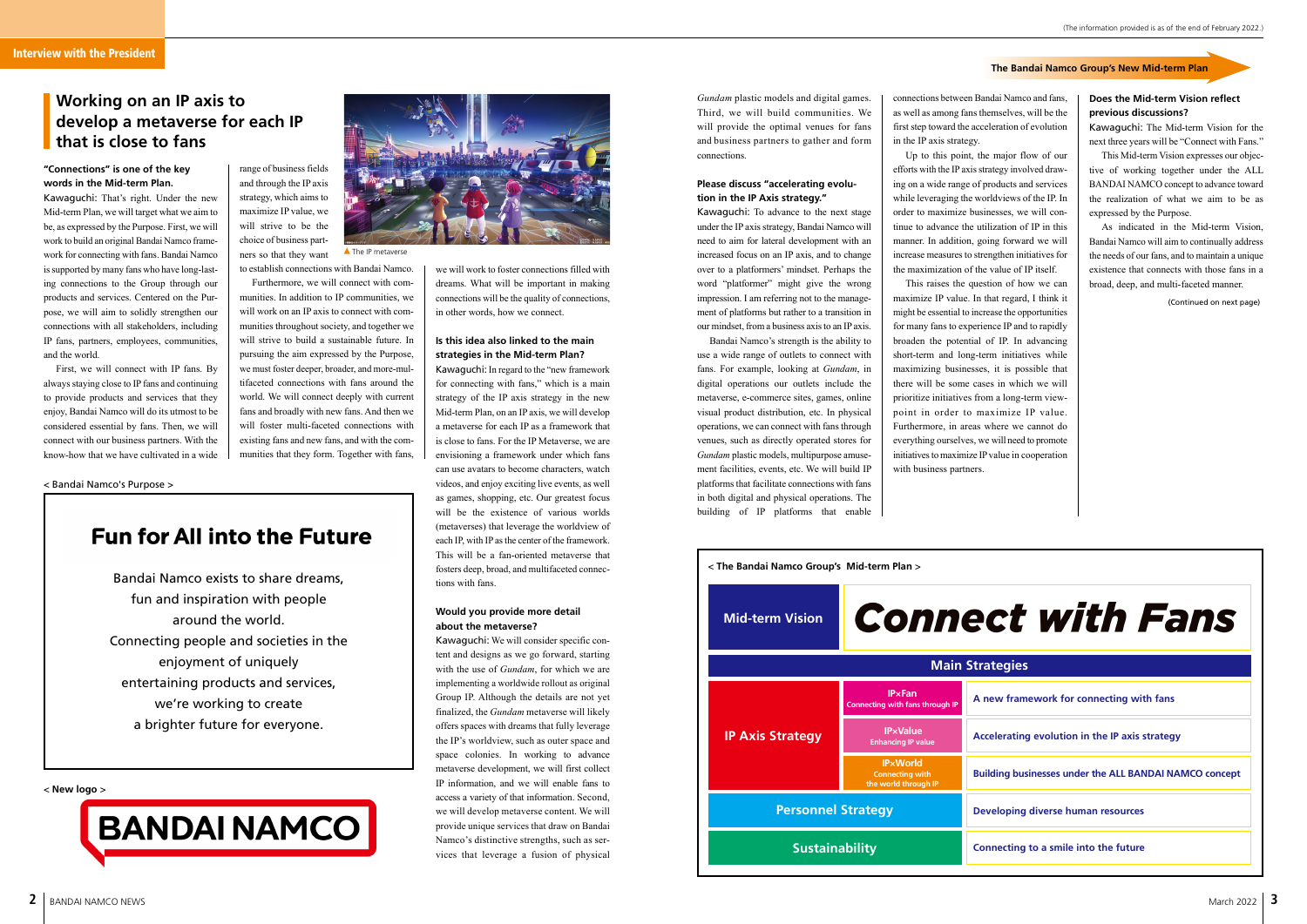## Interview with the President

# Working on an IP axis to develop a metaverse for each IP that is close to fans

**"Connections" is one of the key words in the Mid-term Plan.**

Kawaguchi: That's right. Under the new Mid-term Plan, we will target what we aim to be, as expressed by the Purpose. First, we will work to build an original Bandai Namco framework for connecting with fans. Bandai Namco is supported by many fans who have long-lasting connections to the Group through our products and services. Centered on the Purpose, we will aim to solidly strengthen our connections with all stakeholders, including IP fans, partners, employees, communities, and the world.

First, we will connect with IP fans. By always staying close to IP fans and continuing to provide products and services that they enjoy, Bandai Namco will do its utmost to be considered essential by fans. Then, we will connect with our business partners. With the know-how that we have cultivated in a wide range of business fields and through the IP axis strategy, which aims to maximize IP value, we will strive to be the choice of business partners so that they want to establish connections with Bandai Namco.

Furthermore, we will connect with communities. In addition to IP communities, we will work on an IP axis to connect with communities throughout society, and together we will strive to build a sustainable future. In pursuing the aim expressed by the Purpose, we must foster deeper, broader, and more-multifaceted connections with fans around the world. We will connect deeply with current fans and broadly with new fans. And then we will foster multi-faceted connections with existing fans and new fans, and with the communities that they form. Together with fans, we will work to foster connections filled with dreams. What will be important in making connections will be the quality of connections, in other words, how we connect.

▲ The IP metaverse

< Bandai Namco's Purpose >

## Fun for All into the Future

Bandai Namco exists to share dreams, fun and inspiration with people around the world.
Connecting people and societies in the enjoyment of uniquely entertaining products and services, we're working to create a brighter future for everyone.

< New logo >

BANDAI NAMCO

**Is this idea also linked to the main strategies in the Mid-term Plan?**

Kawaguchi: In regard to the "new framework for connecting with fans," which is a main strategy of the IP axis strategy in the new Mid-term Plan, on an IP axis, we will develop a metaverse for each IP as a framework that is close to fans. For the IP Metaverse, we are envisioning a framework under which fans can use avatars to become characters, watch videos, and enjoy exciting live events, as well as games, shopping, etc. Our greatest focus will be the existence of various worlds (metaverses) that leverage the worldview of each IP, with IP as the center of the framework. This will be a fan-oriented metaverse that fosters deep, broad, and multifaceted connections with fans.

**Would you provide more detail about the metaverse?**

Kawaguchi: We will consider specific content and designs as we go forward, starting with the use of *Gundam*, for which we are implementing a worldwide rollout as original Group IP. Although the details are not yet finalized, the *Gundam* metaverse will likely offers spaces with dreams that fully leverage the IP's worldview, such as outer space and space colonies. In working to advance metaverse development, we will first collect IP information, and we will enable fans to access a variety of that information. Second, we will develop metaverse content. We will provide unique services that draw on Bandai Namco's distinctive strengths, such as services that leverage a fusion of physical *Gundam* plastic models and digital games. Third, we will build communities. We will provide the optimal venues for fans and business partners to gather and form connections.

**Please discuss "accelerating evolution in the IP Axis strategy."**

Kawaguchi: To advance to the next stage under the IP axis strategy, Bandai Namco will need to aim for lateral development with an increased focus on an IP axis, and to change over to a platformers' mindset. Perhaps the word "platformer" might give the wrong impression. I am referring not to the management of platforms but rather to a transition in our mindset, from a business axis to an IP axis.

Bandai Namco's strength is the ability to use a wide range of outlets to connect with fans. For example, looking at *Gundam*, in digital operations our outlets include the metaverse, e-commerce sites, games, online visual product distribution, etc. In physical operations, we can connect with fans through venues, such as directly operated stores for *Gundam* plastic models, multipurpose amusement facilities, events, etc. We will build IP platforms that facilitate connections with fans in both digital and physical operations. The building of IP platforms that enable connections between Bandai Namco and fans, as well as among fans themselves, will be the first step toward the acceleration of evolution in the IP axis strategy.

Up to this point, the major flow of our efforts with the IP axis strategy involved drawing on a wide range of products and services while leveraging the worldviews of the IP. In order to maximize businesses, we will continue to advance the utilization of IP in this manner. In addition, going forward we will increase measures to strengthen initiatives for the maximization of the value of IP itself.

This raises the question of how we can maximize IP value. In that regard, I think it might be essential to increase the opportunities for many fans to experience IP and to rapidly broaden the potential of IP. In advancing short-term and long-term initiatives while maximizing businesses, it is possible that there will be some cases in which we will prioritize initiatives from a long-term viewpoint in order to maximize IP value. Furthermore, in areas where we cannot do everything ourselves, we will need to promote initiatives to maximize IP value in cooperation with business partners.

**Does the Mid-term Vision reflect previous discussions?**

Kawaguchi: The Mid-term Vision for the next three years will be "Connect with Fans."

This Mid-term Vision expresses our objective of working together under the ALL BANDAI NAMCO concept to advance toward the realization of what we aim to be as expressed by the Purpose.

As indicated in the Mid-term Vision, Bandai Namco will aim to continually address the needs of our fans, and to maintain a unique existence that connects with those fans in a broad, deep, and multi-faceted manner.

(Continued on next page)

< The Bandai Namco Group's Mid-term Plan >

| Mid-term Vision | | Connect with Fans |
|---|---|---|
| Main Strategies | | |
| IP Axis Strategy | IP×Fan (Connecting with fans through IP) | A new framework for connecting with fans |
| | IP×Value (Enhancing IP value) | Accelerating evolution in the IP axis strategy |
| | IP×World (Connecting with the world through IP) | Building businesses under the ALL BANDAI NAMCO concept |
| Personnel Strategy | | Developing diverse human resources |
| Sustainability | | Connecting to a smile into the future |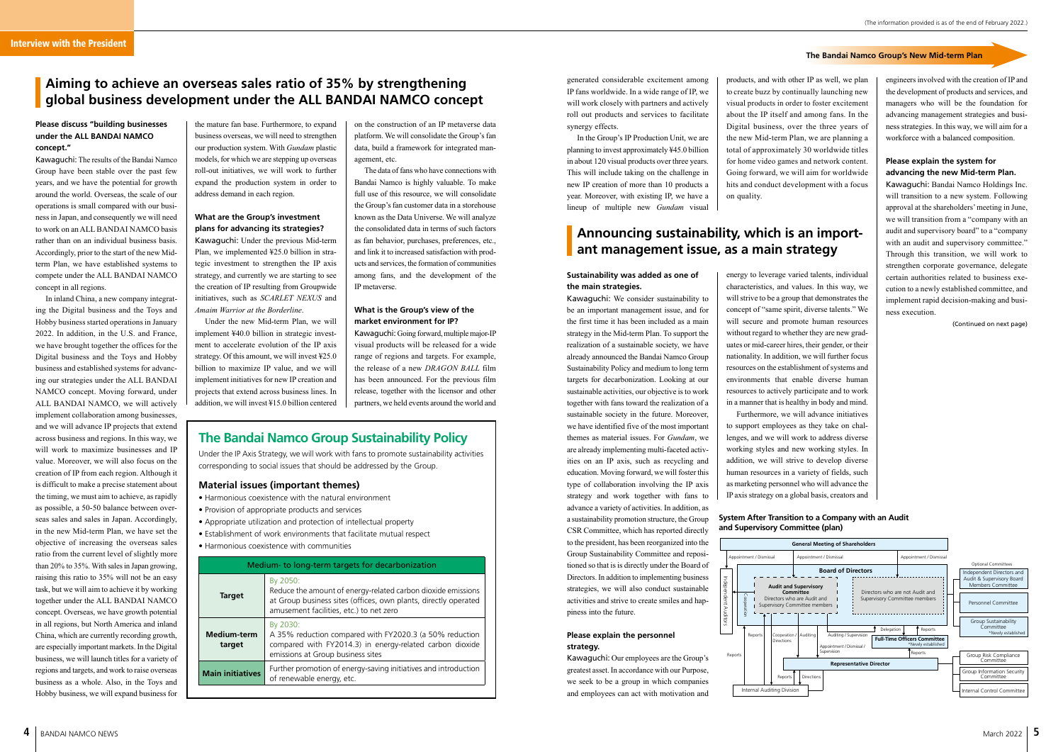(The information provided is as of the end of February 2022.)

Interview with the President

The Bandai Namco Group's New Mid-term Plan

## Aiming to achieve an overseas sales ratio of 35% by strengthening global business development under the ALL BANDAI NAMCO concept

**Please discuss "building businesses under the ALL BANDAI NAMCO concept."**

Kawaguchi: The results of the Bandai Namco Group have been stable over the past few years, and we have the potential for growth around the world. Overseas, the scale of our operations is small compared with our business in Japan, and consequently we will need to work on an ALL BANDAI NAMCO basis rather than on an individual business basis. Accordingly, prior to the start of the new Mid-term Plan, we have established systems to compete under the ALL BANDAI NAMCO concept in all regions.

In inland China, a new company integrating the Digital business and the Toys and Hobby business started operations in January 2022. In addition, in the U.S. and France, we have brought together the offices for the Digital business and the Toys and Hobby business and established systems for advancing our strategies under the ALL BANDAI NAMCO concept. Moving forward, under ALL BANDAI NAMCO, we will actively implement collaboration among businesses, and we will advance IP projects that extend across business and regions. In this way, we will work to maximize businesses and IP value. Moreover, we will also focus on the creation of IP from each region. Although it is difficult to make a precise statement about the timing, we must aim to achieve, as rapidly as possible, a 50-50 balance between overseas sales and sales in Japan. Accordingly, in the new Mid-term Plan, we have set the objective of increasing the overseas sales ratio from the current level of slightly more than 20% to 35%. With sales in Japan growing, raising this ratio to 35% will not be an easy task, but we will aim to achieve it by working together under the ALL BANDAI NAMCO concept. Overseas, we have growth potential in all regions, but North America and inland China, which are currently recording growth, are especially important markets. In the Digital business, we will launch titles for a variety of regions and targets, and work to raise overseas business as a whole. Also, in the Toys and Hobby business, we will expand business for the mature fan base. Furthermore, to expand business overseas, we will need to strengthen our production system. With *Gundam* plastic models, for which we are stepping up overseas roll-out initiatives, we will work to further expand the production system in order to address demand in each region.

**What are the Group's investment plans for advancing its strategies?**

Kawaguchi: Under the previous Mid-term Plan, we implemented ¥25.0 billion in strategic investment to strengthen the IP axis strategy, and currently we are starting to see the creation of IP resulting from Groupwide initiatives, such as *SCARLET NEXUS* and *Amaim Warrior at the Borderline*.

Under the new Mid-term Plan, we will implement ¥40.0 billion in strategic investment to accelerate evolution of the IP axis strategy. Of this amount, we will invest ¥25.0 billion to maximize IP value, and we will implement initiatives for new IP creation and projects that extend across business lines. In addition, we will invest ¥15.0 billion centered on the construction of an IP metaverse data platform. We will consolidate the Group's fan data, build a framework for integrated management, etc.

The data of fans who have connections with Bandai Namco is highly valuable. To make full use of this resource, we will consolidate the Group's fan customer data in a storehouse known as the Data Universe. We will analyze the consolidated data in terms of such factors as fan behavior, purchases, preferences, etc., and link it to increased satisfaction with products and services, the formation of communities among fans, and the development of the IP metaverse.

**What is the Group's view of the market environment for IP?**

Kawaguchi: Going forward, multiple major-IP visual products will be released for a wide range of regions and targets. For example, the release of a new *DRAGON BALL* film has been announced. For the previous film release, together with the licensor and other partners, we held events around the world and generated considerable excitement among IP fans worldwide. In a wide range of IP, we will work closely with partners and actively roll out products and services to facilitate synergy effects.

In the Group's IP Production Unit, we are planning to invest approximately ¥45.0 billion in about 120 visual products over three years. This will include taking on the challenge in new IP creation of more than 10 products a year. Moreover, with existing IP, we have a lineup of multiple new *Gundam* visual products, and with other IP as well, we plan to create buzz by continually launching new visual products in order to foster excitement about the IP itself and among fans. In the Digital business, over the three years of the new Mid-term Plan, we are planning a total of approximately 30 worldwide titles for home video games and network content. Going forward, we will aim for worldwide hits and conduct development with a focus on quality.

## The Bandai Namco Group Sustainability Policy

Under the IP Axis Strategy, we will work with fans to promote sustainability activities corresponding to social issues that should be addressed by the Group.

### Material issues (important themes)

- Harmonious coexistence with the natural environment
- Provision of appropriate products and services
- Appropriate utilization and protection of intellectual property
- Establishment of work environments that facilitate mutual respect
- Harmonious coexistence with communities

| Medium- to long-term targets for decarbonization | |
|---|---|
| **Target** | By 2050: Reduce the amount of energy-related carbon dioxide emissions at Group business sites (offices, own plants, directly operated amusement facilities, etc.) to net zero |
| **Medium-term target** | By 2030: A 35% reduction compared with FY2020.3 (a 50% reduction compared with FY2014.3) in energy-related carbon dioxide emissions at Group business sites |
| **Main initiatives** | Further promotion of energy-saving initiatives and introduction of renewable energy, etc. |

## Announcing sustainability, which is an important management issue, as a main strategy

**Sustainability was added as one of the main strategies.**

Kawaguchi: We consider sustainability to be an important management issue, and for the first time it has been included as a main strategy in the Mid-term Plan. To support the realization of a sustainable society, we have already announced the Bandai Namco Group Sustainability Policy and medium to long term targets for decarbonization. Looking at our sustainable activities, our objective is to work together with fans toward the realization of a sustainable society in the future. Moreover, we have identified five of the most important themes as material issues. For *Gundam*, we are already implementing multi-faceted activities on an IP axis, such as recycling and education. Moving forward, we will foster this type of collaboration involving the IP axis strategy and work together with fans to advance a variety of activities. In addition, as a sustainability promotion structure, the Group CSR Committee, which has reported directly to the president, has been reorganized into the Group Sustainability Committee and repositioned so that is is directly under the Board of Directors. In addition to implementing business strategies, we will also conduct sustainable activities and strive to create smiles and happiness into the future.

**Please explain the personnel strategy.**

Kawaguchi: Our employees are the Group's greatest asset. In accordance with our Purpose, we seek to be a group in which companies and employees can act with motivation and energy to leverage varied talents, individual characteristics, and values. In this way, we will strive to be a group that demonstrates the concept of "same spirit, diverse talents." We will secure and promote human resources without regard to whether they are new graduates or mid-career hires, their gender, or their nationality. In addition, we will further focus resources on the establishment of systems and environments that enable diverse human resources to actively participate and to work in a manner that is healthy in body and mind.

Furthermore, we will advance initiatives to support employees as they take on challenges, and we will work to address diverse working styles and new working styles. In addition, we will strive to develop diverse human resources in a variety of fields, such as marketing personnel who will advance the IP axis strategy on a global basis, creators and engineers involved with the creation of IP and the development of products and services, and managers who will be the foundation for advancing management strategies and business strategies. In this way, we will aim for a workforce with a balanced composition.

**Please explain the system for advancing the new Mid-term Plan.**

Kawaguchi: Bandai Namco Holdings Inc. will transition to a new system. Following approval at the shareholders' meeting in June, we will transition from a "company with an audit and supervisory board" to a "company with an audit and supervisory committee." Through this transition, we will work to strengthen corporate governance, delegate certain authorities related to business execution to a newly established committee, and implement rapid decision-making and business execution.

(Continued on next page)

**System After Transition to a Company with an Audit and Supervisory Committee (plan)**

General Meeting of Shareholders
Appointment / Dismissal
Appointment / Dismissal
Appointment / Dismissal
Independent Auditors
Board of Directors
Audit and Supervisory Committee
Directors who are Audit and Supervisory Committee members
Directors who are not Audit and Supervisory Committee members
Cooperation
Reports
Cooperation / Directions
Auditing
Auditing / Supervision
Appointment / Dismissal / Supervision
Delegation
Reports
Full-Time Officers Committee *Newly established
Reports
Reports
Representative Director
Reports
Directions
Internal Auditing Division
Optional Committees
Independent Directors and Audit & Supervisory Board Members Committee
Personnel Committee
Group Sustainability Committee *Newly established
Group Risk Compliance Committee
Group Information Security Committee
Internal Control Committee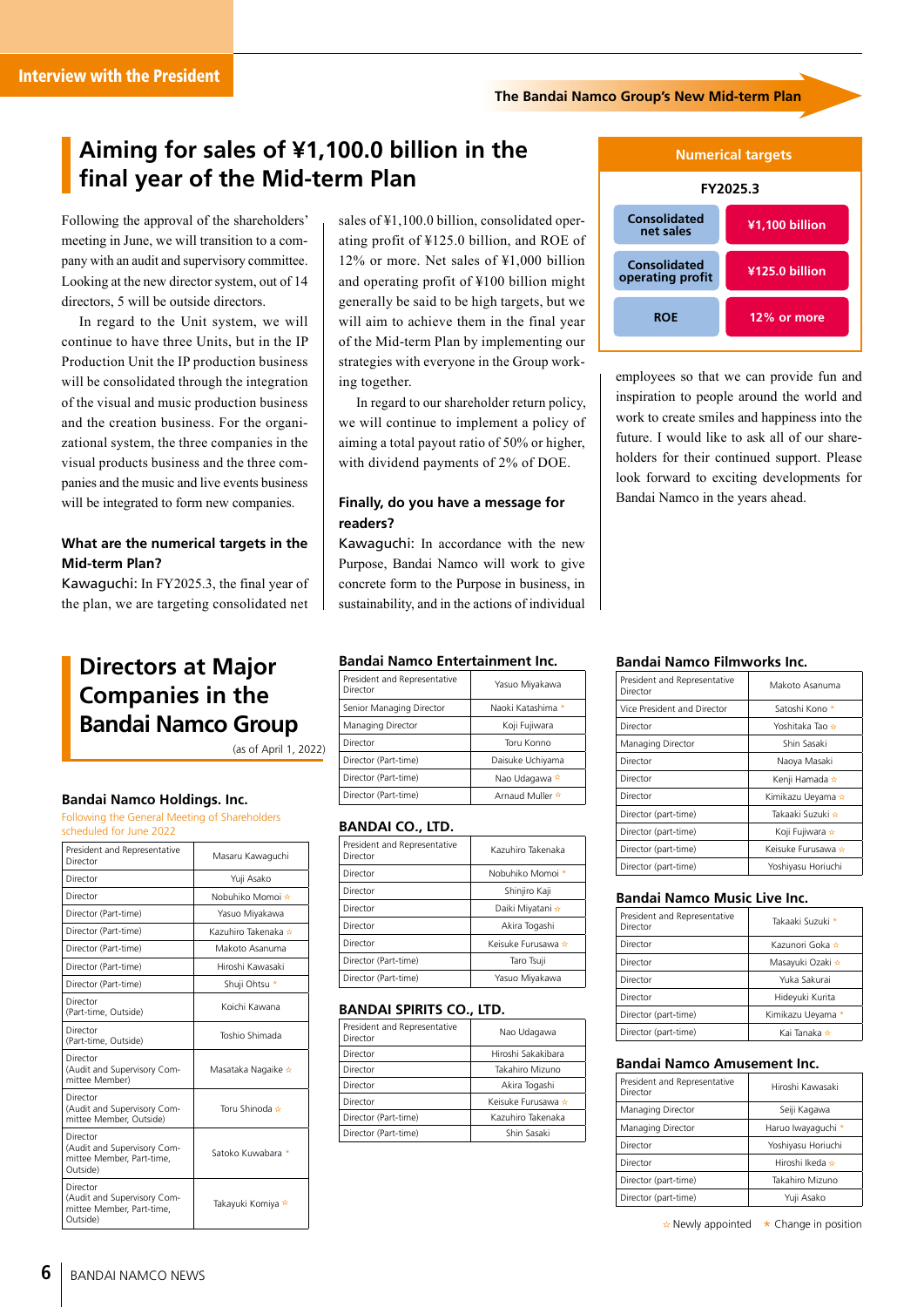Interview with the President

The Bandai Namco Group's New Mid-term Plan

## Aiming for sales of ¥1,100.0 billion in the final year of the Mid-term Plan

Following the approval of the shareholders' meeting in June, we will transition to a company with an audit and supervisory committee. Looking at the new director system, out of 14 directors, 5 will be outside directors.

In regard to the Unit system, we will continue to have three Units, but in the IP Production Unit the IP production business will be consolidated through the integration of the visual and music production business and the creation business. For the organizational system, the three companies in the visual products business and the three companies and the music and live events business will be integrated to form new companies.

**What are the numerical targets in the Mid-term Plan?**

Kawaguchi: In FY2025.3, the final year of the plan, we are targeting consolidated net sales of ¥1,100.0 billion, consolidated operating profit of ¥125.0 billion, and ROE of 12% or more. Net sales of ¥1,000 billion and operating profit of ¥100 billion might generally be said to be high targets, but we will aim to achieve them in the final year of the Mid-term Plan by implementing our strategies with everyone in the Group working together.

In regard to our shareholder return policy, we will continue to implement a policy of aiming a total payout ratio of 50% or higher, with dividend payments of 2% of DOE.

**Finally, do you have a message for readers?**

Kawaguchi: In accordance with the new Purpose, Bandai Namco will work to give concrete form to the Purpose in business, in sustainability, and in the actions of individual employees so that we can provide fun and inspiration to people around the world and work to create smiles and happiness into the future. I would like to ask all of our shareholders for their continued support. Please look forward to exciting developments for Bandai Namco in the years ahead.

**Numerical targets**

FY2025.3

| | |
|---|---|
| Consolidated net sales | ¥1,100 billion |
| Consolidated operating profit | ¥125.0 billion |
| ROE | 12% or more |

## Directors at Major Companies in the Bandai Namco Group

(as of April 1, 2022)

### Bandai Namco Holdings. Inc.

Following the General Meeting of Shareholders scheduled for June 2022

| | |
|---|---|
| President and Representative Director | Masaru Kawaguchi |
| Director | Yuji Asako |
| Director | Nobuhiko Momoi ☆ |
| Director (Part-time) | Yasuo Miyakawa |
| Director (Part-time) | Kazuhiro Takenaka ☆ |
| Director (Part-time) | Makoto Asanuma |
| Director (Part-time) | Hiroshi Kawasaki |
| Director (Part-time) | Shuji Ohtsu * |
| Director (Part-time, Outside) | Koichi Kawana |
| Director (Part-time, Outside) | Toshio Shimada |
| Director (Audit and Supervisory Committee Member) | Masataka Nagaike ☆ |
| Director (Audit and Supervisory Committee Member, Outside) | Toru Shinoda ☆ |
| Director (Audit and Supervisory Committee Member, Part-time, Outside) | Satoko Kuwabara * |
| Director (Audit and Supervisory Committee Member, Part-time, Outside) | Takayuki Komiya ☆ |

### Bandai Namco Entertainment Inc.

| | |
|---|---|
| President and Representative Director | Yasuo Miyakawa |
| Senior Managing Director | Naoki Katashima * |
| Managing Director | Koji Fujiwara |
| Director | Toru Konno |
| Director (Part-time) | Daisuke Uchiyama |
| Director (Part-time) | Nao Udagawa ☆ |
| Director (Part-time) | Arnaud Muller ☆ |

### BANDAI CO., LTD.

| | |
|---|---|
| President and Representative Director | Kazuhiro Takenaka |
| Director | Nobuhiko Momoi * |
| Director | Shinjiro Kaji |
| Director | Daiki Miyatani ☆ |
| Director | Akira Togashi |
| Director | Keisuke Furusawa ☆ |
| Director (Part-time) | Taro Tsuji |
| Director (Part-time) | Yasuo Miyakawa |

### BANDAI SPIRITS CO., LTD.

| | |
|---|---|
| President and Representative Director | Nao Udagawa |
| Director | Hiroshi Sakakibara |
| Director | Takahiro Mizuno |
| Director | Akira Togashi |
| Director | Keisuke Furusawa ☆ |
| Director (Part-time) | Kazuhiro Takenaka |
| Director (Part-time) | Shin Sasaki |

### Bandai Namco Filmworks Inc.

| | |
|---|---|
| President and Representative Director | Makoto Asanuma |
| Vice President and Director | Satoshi Kono * |
| Director | Yoshitaka Tao ☆ |
| Managing Director | Shin Sasaki |
| Director | Naoya Masaki |
| Director | Kenji Hamada ☆ |
| Director | Kimikazu Ueyama ☆ |
| Director (part-time) | Takaaki Suzuki ☆ |
| Director (part-time) | Koji Fujiwara ☆ |
| Director (part-time) | Keisuke Furusawa ☆ |
| Director (part-time) | Yoshiyasu Horiuchi |

### Bandai Namco Music Live Inc.

| | |
|---|---|
| President and Representative Director | Takaaki Suzuki * |
| Director | Kazunori Goka ☆ |
| Director | Masayuki Ozaki ☆ |
| Director | Yuka Sakurai |
| Director | Hideyuki Kurita |
| Director (part-time) | Kimikazu Ueyama * |
| Director (part-time) | Kai Tanaka ☆ |

### Bandai Namco Amusement Inc.

| | |
|---|---|
| President and Representative Director | Hiroshi Kawasaki |
| Managing Director | Seiji Kagawa |
| Managing Director | Haruo Iwayaguchi * |
| Director | Yoshiyasu Horiuchi |
| Director | Hiroshi Ikeda ☆ |
| Director (part-time) | Takahiro Mizuno |
| Director (part-time) | Yuji Asako |

☆ Newly appointed　* Change in position